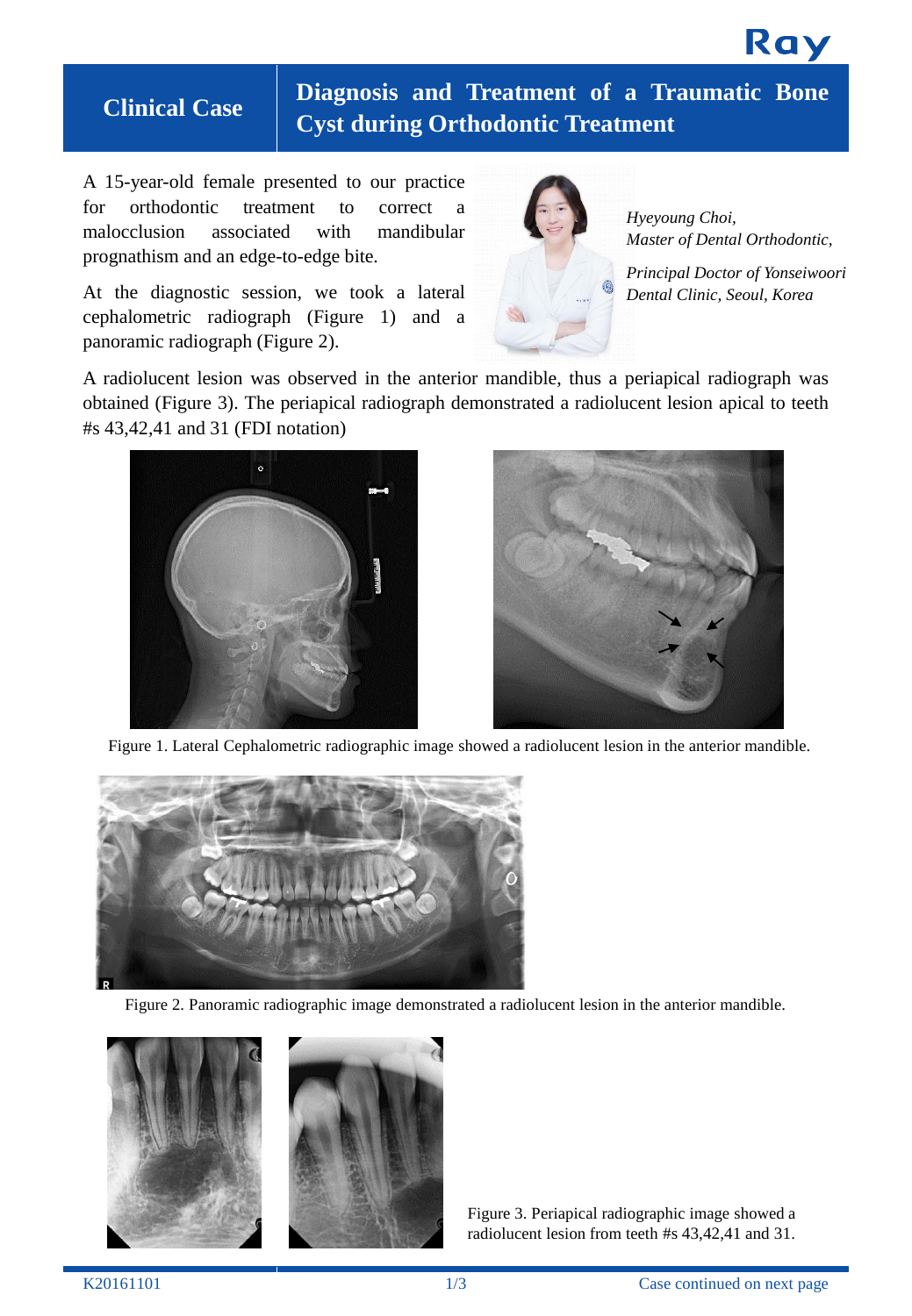# Clinical Case

## Diagnosis and Treatment of a Traumatic Bone Cyst during Orthodontic Treatment

*Hyeyoung Choi,*
*Master of Dental Orthodontic,*

*Principal Doctor of Yonseiwoori Dental Clinic, Seoul, Korea*

A 15-year-old female presented to our practice for orthodontic treatment to correct a malocclusion associated with mandibular prognathism and an edge-to-edge bite.

At the diagnostic session, we took a lateral cephalometric radiograph (Figure 1) and a panoramic radiograph (Figure 2).

A radiolucent lesion was observed in the anterior mandible, thus a periapical radiograph was obtained (Figure 3). The periapical radiograph demonstrated a radiolucent lesion apical to teeth #s 43,42,41 and 31 (FDI notation)

Figure 1. Lateral Cephalometric radiographic image showed a radiolucent lesion in the anterior mandible.

Figure 2. Panoramic radiographic image demonstrated a radiolucent lesion in the anterior mandible.

Figure 3. Periapical radiographic image showed a radiolucent lesion from teeth #s 43,42,41 and 31.

K20161101

Case continued on next page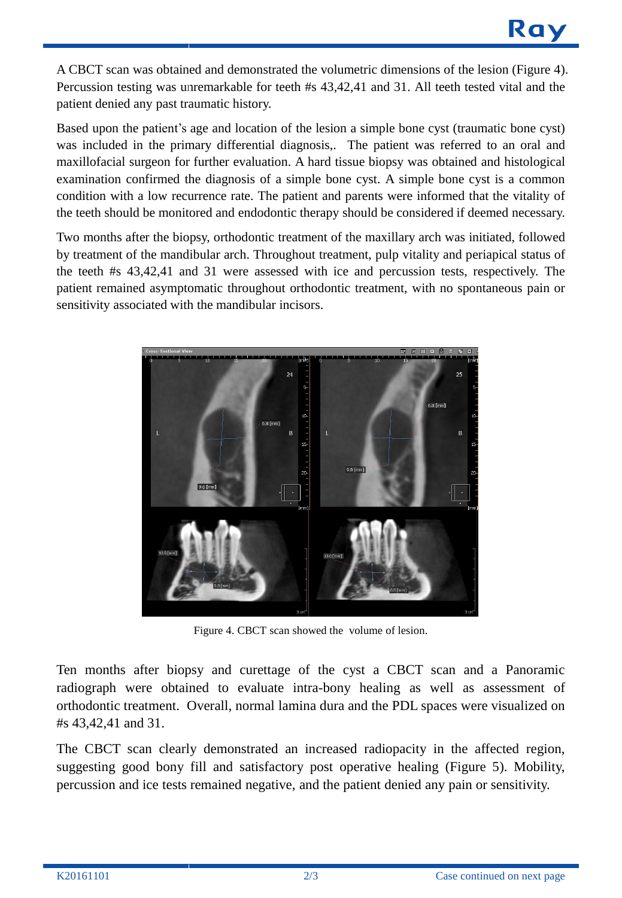A CBCT scan was obtained and demonstrated the volumetric dimensions of the lesion (Figure 4). Percussion testing was unremarkable for teeth #s 43,42,41 and 31. All teeth tested vital and the patient denied any past traumatic history.

Based upon the patient's age and location of the lesion a simple bone cyst (traumatic bone cyst) was included in the primary differential diagnosis,. The patient was referred to an oral and maxillofacial surgeon for further evaluation. A hard tissue biopsy was obtained and histological examination confirmed the diagnosis of a simple bone cyst. A simple bone cyst is a common condition with a low recurrence rate. The patient and parents were informed that the vitality of the teeth should be monitored and endodontic therapy should be considered if deemed necessary.

Two months after the biopsy, orthodontic treatment of the maxillary arch was initiated, followed by treatment of the mandibular arch. Throughout treatment, pulp vitality and periapical status of the teeth #s 43,42,41 and 31 were assessed with ice and percussion tests, respectively. The patient remained asymptomatic throughout orthodontic treatment, with no spontaneous pain or sensitivity associated with the mandibular incisors.

Figure 4. CBCT scan showed the volume of lesion.

Ten months after biopsy and curettage of the cyst a CBCT scan and a Panoramic radiograph were obtained to evaluate intra-bony healing as well as assessment of orthodontic treatment. Overall, normal lamina dura and the PDL spaces were visualized on #s 43,42,41 and 31.

The CBCT scan clearly demonstrated an increased radiopacity in the affected region, suggesting good bony fill and satisfactory post operative healing (Figure 5). Mobility, percussion and ice tests remained negative, and the patient denied any pain or sensitivity.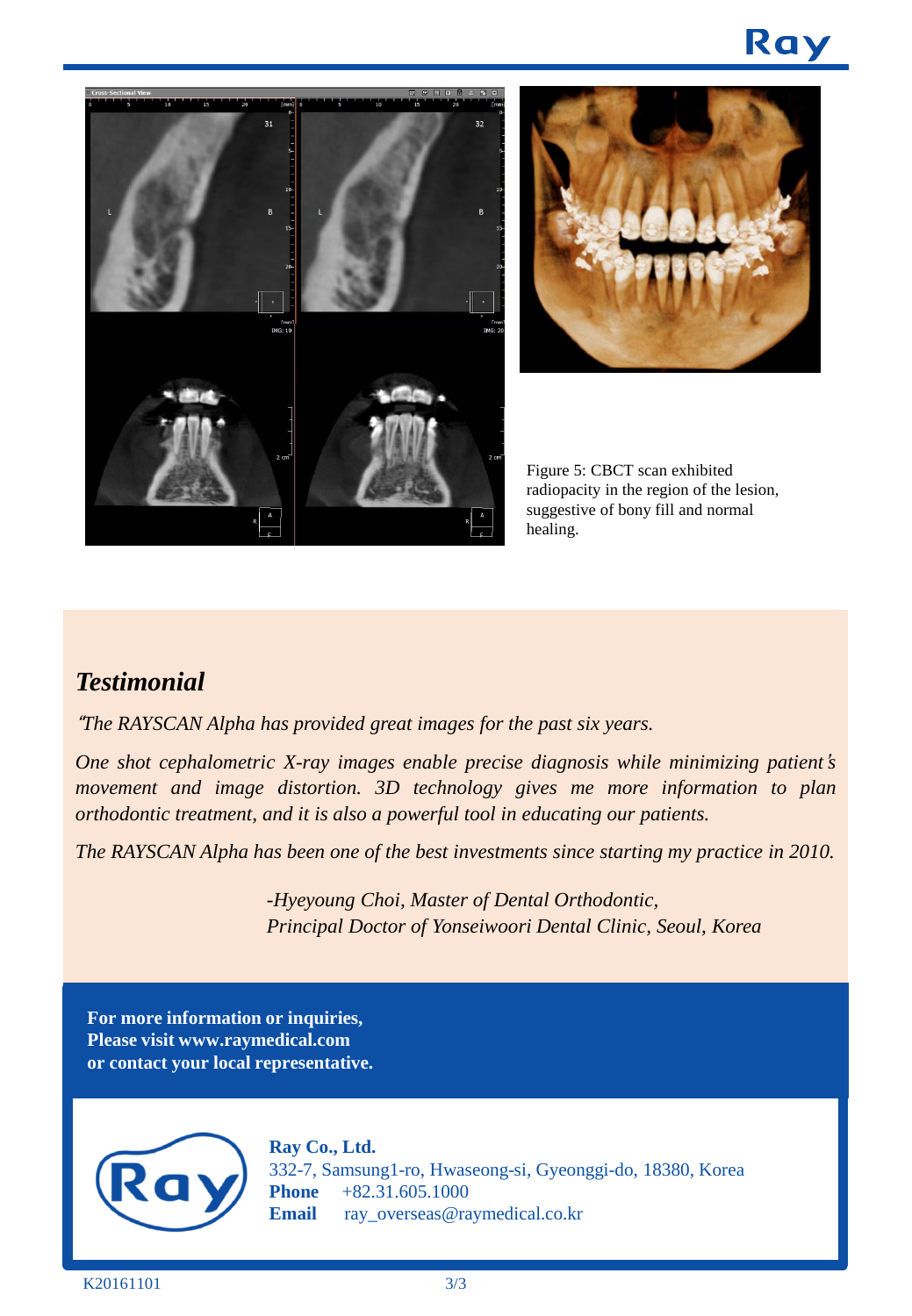Figure 5: CBCT scan exhibited radiopacity in the region of the lesion, suggestive of bony fill and normal healing.

## *Testimonial*

*"The RAYSCAN Alpha has provided great images for the past six years.*

*One shot cephalometric X-ray images enable precise diagnosis while minimizing patient's movement and image distortion. 3D technology gives me more information to plan orthodontic treatment, and it is also a powerful tool in educating our patients.*

*The RAYSCAN Alpha has been one of the best investments since starting my practice in 2010.*

*-Hyeyoung Choi, Master of Dental Orthodontic,*
*Principal Doctor of Yonseiwoori Dental Clinic, Seoul, Korea*

**For more information or inquiries,**
**Please visit www.raymedical.com**
**or contact your local representative.**

**Ray Co., Ltd.**
332-7, Samsung1-ro, Hwaseong-si, Gyeonggi-do, 18380, Korea
**Phone** +82.31.605.1000
**Email** ray_overseas@raymedical.co.kr

K20161101